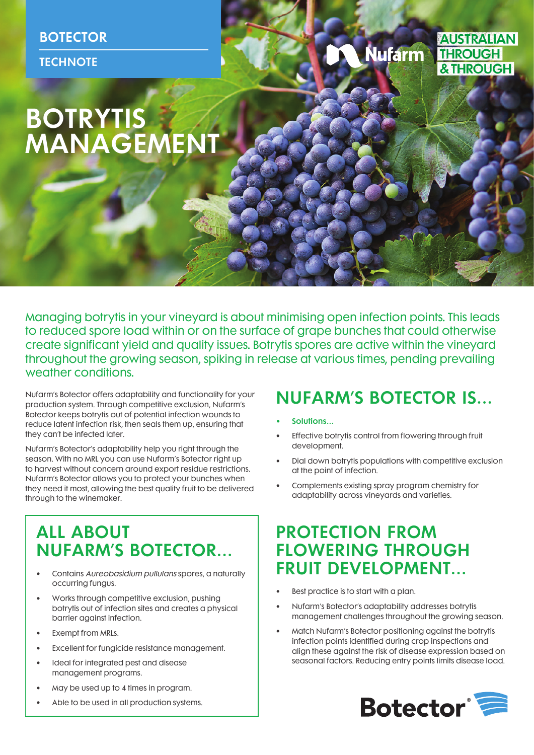BOTECTOR

TECHNOTE

# BOTRYTIS MANAGEMENT

Managing botrytis in your vineyard is about minimising open infection points. This leads to reduced spore load within or on the surface of grape bunches that could otherwise create significant yield and quality issues. Botrytis spores are active within the vineyard throughout the growing season, spiking in release at various times, pending prevailing weather conditions.

Nufarm's Botector offers adaptability and functionality for your production system. Through competitive exclusion, Nufarm's Botector keeps botrytis out of potential infection wounds to reduce latent infection risk, then seals them up, ensuring that they can't be infected later.

Nufarm's Botector's adaptability help you right through the season. With no MRL you can use Nufarm's Botector right up to harvest without concern around export residue restrictions. Nufarm's Botector allows you to protect your bunches when they need it most, allowing the best quality fruit to be delivered through to the winemaker.

## ALL ABOUT NUFARM'S BOTECTOR...

- Contains *Aureobasidium pullulans* spores, a naturally occurring fungus.
- Works through competitive exclusion, pushing botrytis out of infection sites and creates a physical barrier against infection.
- Exempt from MRLs.
- Excellent for fungicide resistance management.
- Ideal for integrated pest and disease management programs.
- May be used up to 4 times in program.
- Able to be used in all production systems.

## NUFARM'S BOTECTOR IS...

- Solutions...
- Effective botrytis control from flowering through fruit development.
- Dial down botrytis populations with competitive exclusion at the point of infection.
- Complements existing spray program chemistry for adaptability across vineyards and varieties.

## PROTECTION FROM FLOWERING THROUGH FRUIT DEVELOPMENT...

- Best practice is to start with a plan.
- Nufarm's Botector's adaptability addresses botrytis management challenges throughout the growing season.
- Match Nufarm's Botector positioning against the botrytis infection points identified during crop inspections and align these against the risk of disease expression based on seasonal factors. Reducing entry points limits disease load.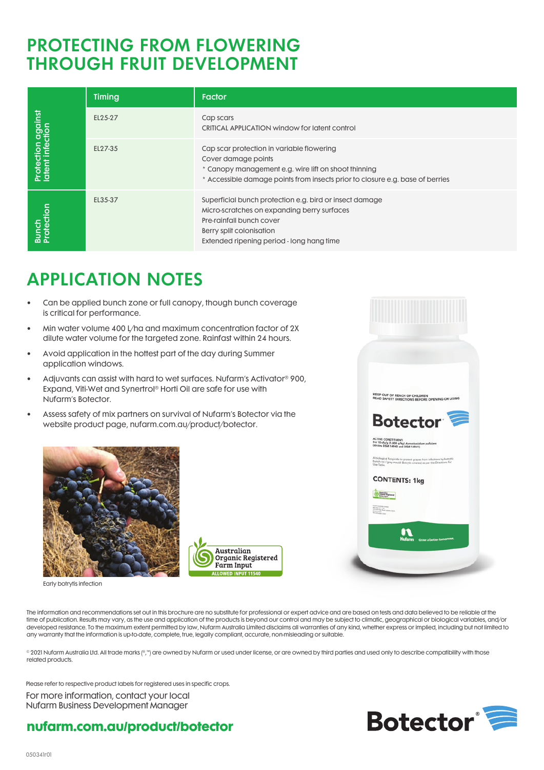# PROTECTING FROM FLOWERING THROUGH FRUIT DEVELOPMENT

| | Timing | Factor |
|---|---|---|
| Protection against latent infection | EL25-27 | Cap scars<br>CRITICAL APPLICATION window for latent control |
| | EL27-35 | Cap scar protection in variable flowering<br>Cover damage points<br>* Canopy management e.g. wire lift on shoot thinning<br>* Accessible damage points from insects prior to closure e.g. base of berries |
| Bunch Protection | EL35-37 | Superficial bunch protection e.g. bird or insect damage<br>Micro-scratches on expanding berry surfaces<br>Pre-rainfall bunch cover<br>Berry split colonisation<br>Extended ripening period - long hang time |

# APPLICATION NOTES

- Can be applied bunch zone or full canopy, though bunch coverage is critical for performance.
- Min water volume 400 L/ha and maximum concentration factor of 2X dilute water volume for the targeted zone. Rainfast within 24 hours.
- Avoid application in the hottest part of the day during Summer application windows.
- Adjuvants can assist with hard to wet surfaces. Nufarm's Activator® 900, Expand, Viti-Wet and Synertrol® Horti Oil are safe for use with Nufarm's Botector.
- Assess safety of mix partners on survival of Nufarm's Botector via the website product page, nufarm.com.au/product/botector.

Early botrytis infection

Australian Organic Registered Farm Input
ALLOWED INPUT 11540

The information and recommendations set out in this brochure are no substitute for professional or expert advice and are based on tests and data believed to be reliable at the time of publication. Results may vary, as the use and application of the products is beyond our control and may be subject to climatic, geographical or biological variables, and/or developed resistance. To the maximum extent permitted by law, Nufarm Australia Limited disclaims all warranties of any kind, whether express or implied, including but not limited to any warranty that the information is up-to-date, complete, true, legally compliant, accurate, non-misleading or suitable.

© 2021 Nufarm Australia Ltd. All trade marks (®,™) are owned by Nufarm or used under license, or are owned by third parties and used only to describe compatibility with those related products.

Please refer to respective product labels for registered uses in specific crops.

For more information, contact your local Nufarm Business Development Manager

**nufarm.com.au/product/botector**

Botector®

050341r01